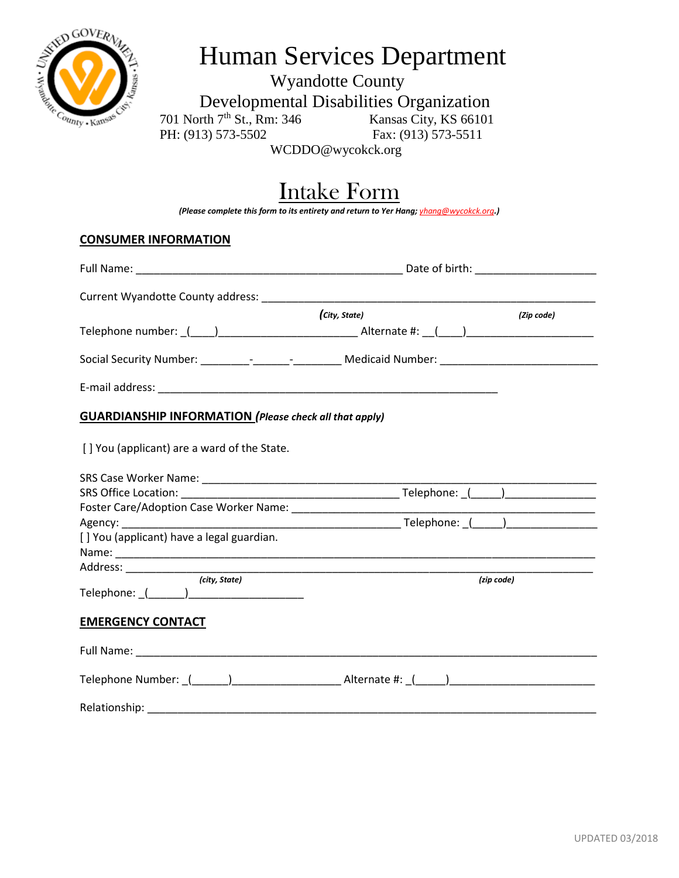# Human Services Department

Wyandotte County
Developmental Disabilities Organization
701 North 7th St., Rm: 346 Kansas City, KS 66101
PH: (913) 573-5502 Fax: (913) 573-5511
WCDDO@wycokck.org

## Intake Form

***(Please complete this form to its entirety and return to Yer Hang; yhang@wycokck.org.)***

### CONSUMER INFORMATION

Full Name: _____________________________________________ Date of birth: ____________________

Current Wyandotte County address: ________________________________________________________
*(City, State)* *(Zip code)*

Telephone number: _(____)______________________ Alternate #: __(____)____________________

Social Security Number: ________-______-________ Medicaid Number: _________________________

E-mail address: _________________________________________________________

### GUARDIANSHIP INFORMATION *(Please check all that apply)*

[ ] You (applicant) are a ward of the State.

SRS Case Worker Name: _________________________________________________________________
SRS Office Location: _____________________________________ Telephone: _(_____)_______________
Foster Care/Adoption Case Worker Name: ___________________________________________________
Agency: _______________________________________________ Telephone: _(_____)_______________
[ ] You (applicant) have a legal guardian.
Name: ______________________________________________________________________________
Address: ____________________________________________________________________________
*(city, State)* *(zip code)*
Telephone: _(______)___________________

### EMERGENCY CONTACT

Full Name: __________________________________________________________________________

Telephone Number: _(______)_________________ Alternate #: _(_____)________________________

Relationship: _________________________________________________________________________

UPDATED 03/2018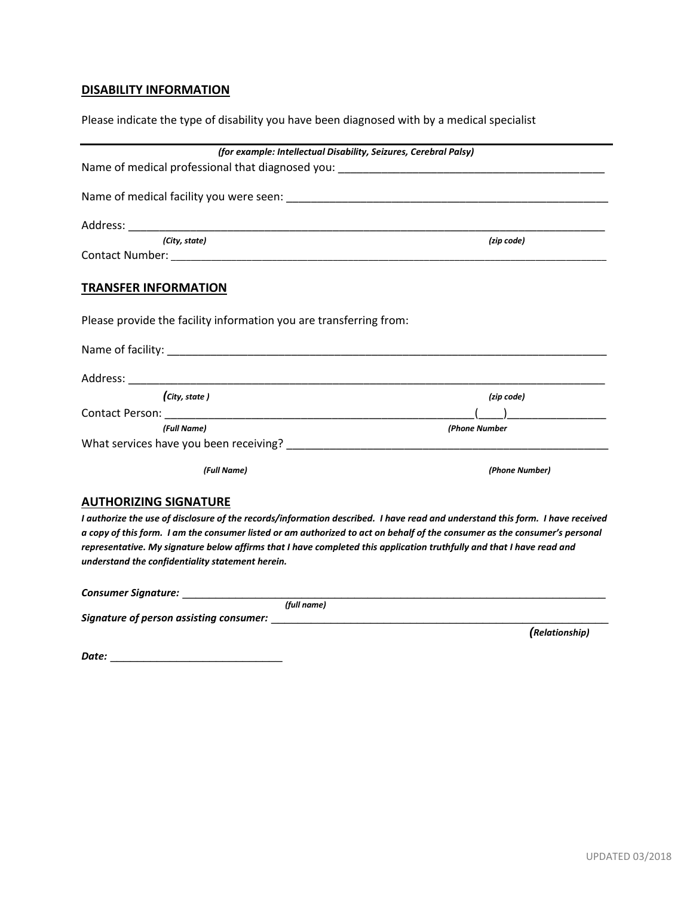## DISABILITY INFORMATION

Please indicate the type of disability you have been diagnosed with by a medical specialist

______________________________________________________________________________

*(for example: Intellectual Disability, Seizures, Cerebral Palsy)*

Name of medical professional that diagnosed you: ____________________________________________

Name of medical facility you were seen: ______________________________________________________

Address: ___________________________________________________________________________________

*(City, state)* *(zip code)*

Contact Number: _____________________________________________________________________________

## TRANSFER INFORMATION

Please provide the facility information you are transferring from:

Name of facility: ____________________________________________________________________________

Address: ___________________________________________________________________________________

*(City, state )* *(zip code)*

Contact Person: _____________________________________________________(____)_________________

*(Full Name)* *(Phone Number*

What services have you been receiving? _______________________________________________________

*(Full Name)* *(Phone Number)*

## AUTHORIZING SIGNATURE

***I authorize the use of disclosure of the records/information described. I have read and understand this form. I have received a copy of this form. I am the consumer listed or am authorized to act on behalf of the consumer as the consumer's personal representative. My signature below affirms that I have completed this application truthfully and that I have read and understand the confidentiality statement herein.***

***Consumer Signature:*** ______________________________________________________________________

*(full name)*

***Signature of person assisting consumer:*** _________________________________________________________

*(Relationship)*

***Date:*** ______________________________

UPDATED 03/2018